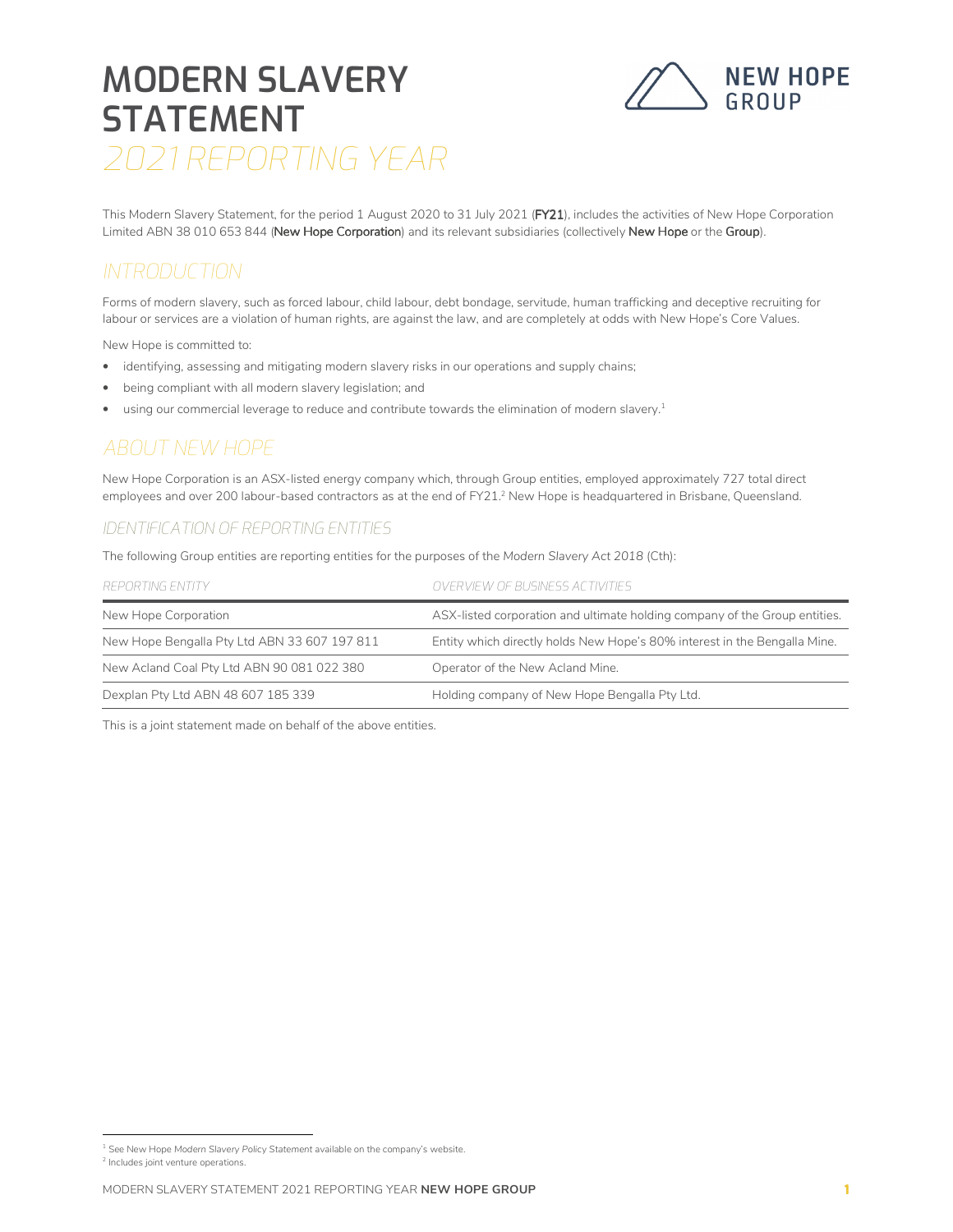# MODERN SLAVERY STATEMENT

## 2021 REPORTING YEAR

This Modern Slavery Statement, for the period 1 August 2020 to 31 July 2021 (**FY21**), includes the activities of New Hope Corporation Limited ABN 38 010 653 844 (**New Hope Corporation**) and its relevant subsidiaries (collectively **New Hope** or the **Group**).

## INTRODUCTION

Forms of modern slavery, such as forced labour, child labour, debt bondage, servitude, human trafficking and deceptive recruiting for labour or services are a violation of human rights, are against the law, and are completely at odds with New Hope's Core Values.

New Hope is committed to:

- identifying, assessing and mitigating modern slavery risks in our operations and supply chains;
- being compliant with all modern slavery legislation; and
- using our commercial leverage to reduce and contribute towards the elimination of modern slavery.[1]

## ABOUT NEW HOPE

New Hope Corporation is an ASX-listed energy company which, through Group entities, employed approximately 727 total direct employees and over 200 labour-based contractors as at the end of FY21.[2] New Hope is headquartered in Brisbane, Queensland.

### IDENTIFICATION OF REPORTING ENTITIES

The following Group entities are reporting entities for the purposes of the *Modern Slavery Act 2018* (Cth):

| REPORTING ENTITY | OVERVIEW OF BUSINESS ACTIVITIES |
|---|---|
| New Hope Corporation | ASX-listed corporation and ultimate holding company of the Group entities. |
| New Hope Bengalla Pty Ltd ABN 33 607 197 811 | Entity which directly holds New Hope's 80% interest in the Bengalla Mine. |
| New Acland Coal Pty Ltd ABN 90 081 022 380 | Operator of the New Acland Mine. |
| Dexplan Pty Ltd ABN 48 607 185 339 | Holding company of New Hope Bengalla Pty Ltd. |

This is a joint statement made on behalf of the above entities.

[1] See New Hope *Modern Slavery Policy Statement* available on the company's website.
[2] Includes joint venture operations.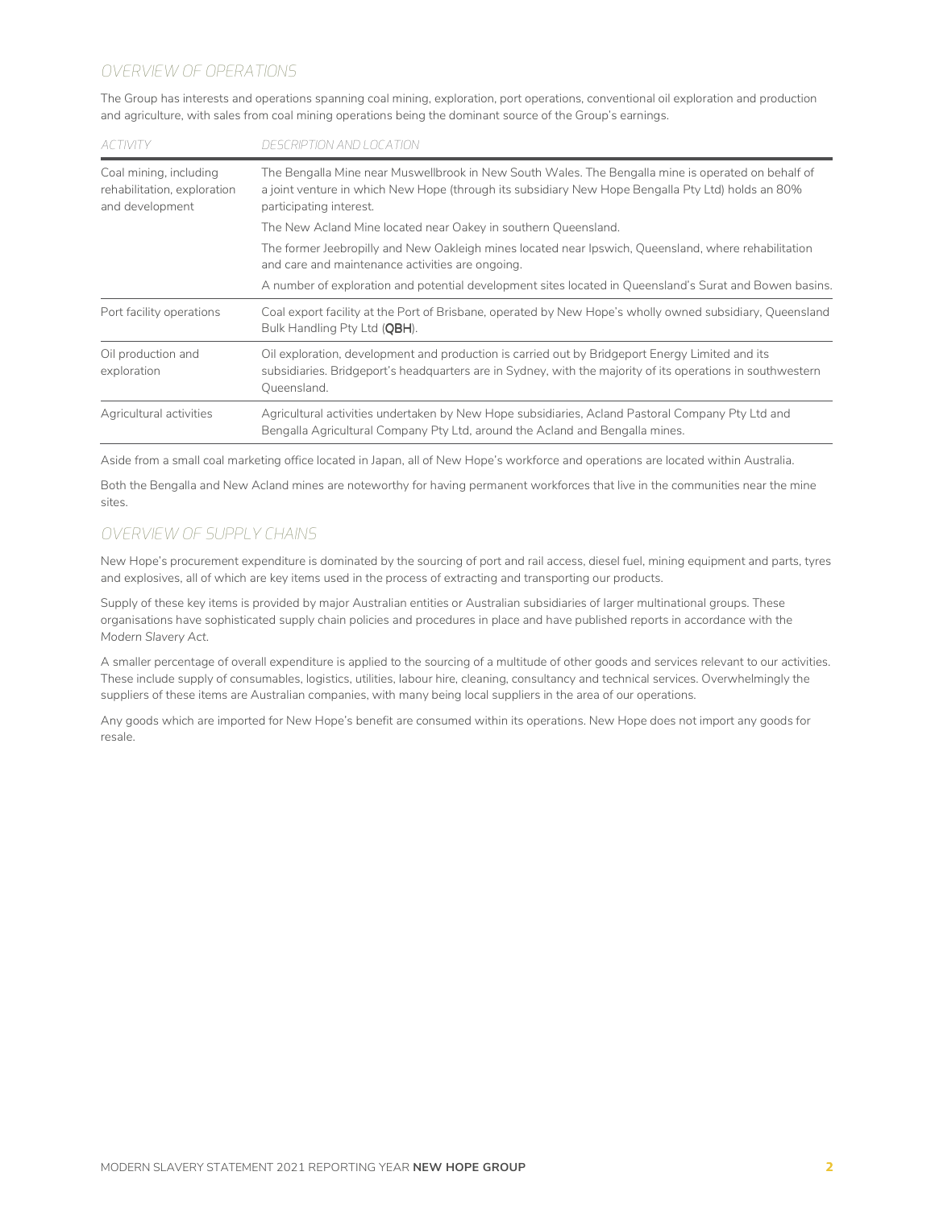## OVERVIEW OF OPERATIONS

The Group has interests and operations spanning coal mining, exploration, port operations, conventional oil exploration and production and agriculture, with sales from coal mining operations being the dominant source of the Group's earnings.

| ACTIVITY | DESCRIPTION AND LOCATION |
|---|---|
| Coal mining, including rehabilitation, exploration and development | The Bengalla Mine near Muswellbrook in New South Wales. The Bengalla mine is operated on behalf of a joint venture in which New Hope (through its subsidiary New Hope Bengalla Pty Ltd) holds an 80% participating interest. |
| | The New Acland Mine located near Oakey in southern Queensland. |
| | The former Jeebropilly and New Oakleigh mines located near Ipswich, Queensland, where rehabilitation and care and maintenance activities are ongoing. |
| | A number of exploration and potential development sites located in Queensland's Surat and Bowen basins. |
| Port facility operations | Coal export facility at the Port of Brisbane, operated by New Hope's wholly owned subsidiary, Queensland Bulk Handling Pty Ltd (**QBH**). |
| Oil production and exploration | Oil exploration, development and production is carried out by Bridgeport Energy Limited and its subsidiaries. Bridgeport's headquarters are in Sydney, with the majority of its operations in southwestern Queensland. |
| Agricultural activities | Agricultural activities undertaken by New Hope subsidiaries, Acland Pastoral Company Pty Ltd and Bengalla Agricultural Company Pty Ltd, around the Acland and Bengalla mines. |

Aside from a small coal marketing office located in Japan, all of New Hope's workforce and operations are located within Australia.

Both the Bengalla and New Acland mines are noteworthy for having permanent workforces that live in the communities near the mine sites.

## OVERVIEW OF SUPPLY CHAINS

New Hope's procurement expenditure is dominated by the sourcing of port and rail access, diesel fuel, mining equipment and parts, tyres and explosives, all of which are key items used in the process of extracting and transporting our products.

Supply of these key items is provided by major Australian entities or Australian subsidiaries of larger multinational groups. These organisations have sophisticated supply chain policies and procedures in place and have published reports in accordance with the *Modern Slavery Act*.

A smaller percentage of overall expenditure is applied to the sourcing of a multitude of other goods and services relevant to our activities. These include supply of consumables, logistics, utilities, labour hire, cleaning, consultancy and technical services. Overwhelmingly the suppliers of these items are Australian companies, with many being local suppliers in the area of our operations.

Any goods which are imported for New Hope's benefit are consumed within its operations. New Hope does not import any goods for resale.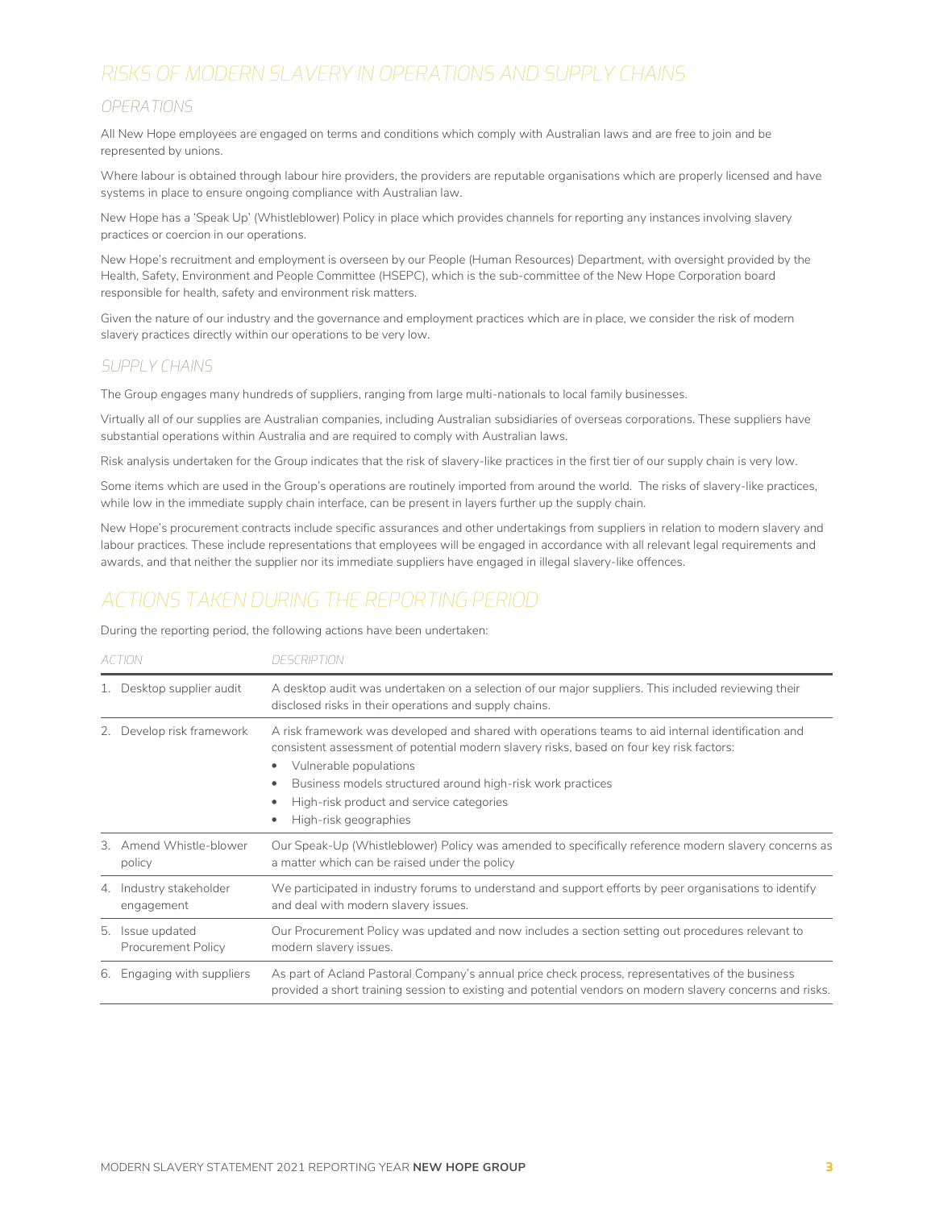# RISKS OF MODERN SLAVERY IN OPERATIONS AND SUPPLY CHAINS

## OPERATIONS

All New Hope employees are engaged on terms and conditions which comply with Australian laws and are free to join and be represented by unions.

Where labour is obtained through labour hire providers, the providers are reputable organisations which are properly licensed and have systems in place to ensure ongoing compliance with Australian law.

New Hope has a 'Speak Up' (Whistleblower) Policy in place which provides channels for reporting any instances involving slavery practices or coercion in our operations.

New Hope's recruitment and employment is overseen by our People (Human Resources) Department, with oversight provided by the Health, Safety, Environment and People Committee (HSEPC), which is the sub-committee of the New Hope Corporation board responsible for health, safety and environment risk matters.

Given the nature of our industry and the governance and employment practices which are in place, we consider the risk of modern slavery practices directly within our operations to be very low.

## SUPPLY CHAINS

The Group engages many hundreds of suppliers, ranging from large multi-nationals to local family businesses.

Virtually all of our supplies are Australian companies, including Australian subsidiaries of overseas corporations. These suppliers have substantial operations within Australia and are required to comply with Australian laws.

Risk analysis undertaken for the Group indicates that the risk of slavery-like practices in the first tier of our supply chain is very low.

Some items which are used in the Group's operations are routinely imported from around the world. The risks of slavery-like practices, while low in the immediate supply chain interface, can be present in layers further up the supply chain.

New Hope's procurement contracts include specific assurances and other undertakings from suppliers in relation to modern slavery and labour practices. These include representations that employees will be engaged in accordance with all relevant legal requirements and awards, and that neither the supplier nor its immediate suppliers have engaged in illegal slavery-like offences.

# ACTIONS TAKEN DURING THE REPORTING PERIOD

During the reporting period, the following actions have been undertaken:

| ACTION | DESCRIPTION |
|---|---|
| 1. Desktop supplier audit | A desktop audit was undertaken on a selection of our major suppliers. This included reviewing their disclosed risks in their operations and supply chains. |
| 2. Develop risk framework | A risk framework was developed and shared with operations teams to aid internal identification and consistent assessment of potential modern slavery risks, based on four key risk factors:<br>• Vulnerable populations<br>• Business models structured around high-risk work practices<br>• High-risk product and service categories<br>• High-risk geographies |
| 3. Amend Whistle-blower policy | Our Speak-Up (Whistleblower) Policy was amended to specifically reference modern slavery concerns as a matter which can be raised under the policy |
| 4. Industry stakeholder engagement | We participated in industry forums to understand and support efforts by peer organisations to identify and deal with modern slavery issues. |
| 5. Issue updated Procurement Policy | Our Procurement Policy was updated and now includes a section setting out procedures relevant to modern slavery issues. |
| 6. Engaging with suppliers | As part of Acland Pastoral Company's annual price check process, representatives of the business provided a short training session to existing and potential vendors on modern slavery concerns and risks. |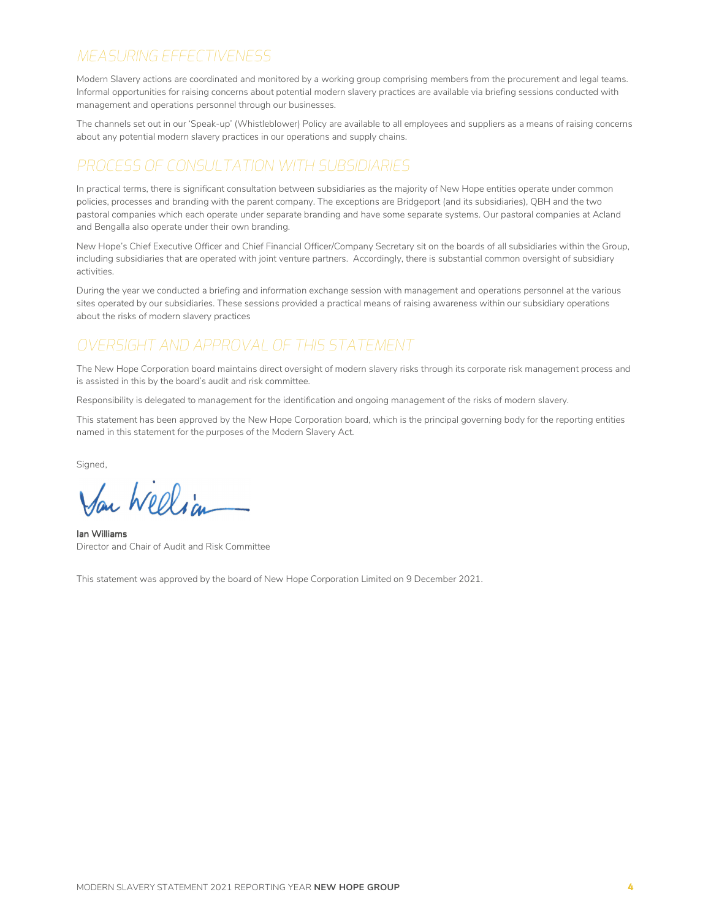## MEASURING EFFECTIVENESS

Modern Slavery actions are coordinated and monitored by a working group comprising members from the procurement and legal teams. Informal opportunities for raising concerns about potential modern slavery practices are available via briefing sessions conducted with management and operations personnel through our businesses.

The channels set out in our 'Speak-up' (Whistleblower) Policy are available to all employees and suppliers as a means of raising concerns about any potential modern slavery practices in our operations and supply chains.

## PROCESS OF CONSULTATION WITH SUBSIDIARIES

In practical terms, there is significant consultation between subsidiaries as the majority of New Hope entities operate under common policies, processes and branding with the parent company. The exceptions are Bridgeport (and its subsidiaries), QBH and the two pastoral companies which each operate under separate branding and have some separate systems. Our pastoral companies at Acland and Bengalla also operate under their own branding.

New Hope's Chief Executive Officer and Chief Financial Officer/Company Secretary sit on the boards of all subsidiaries within the Group, including subsidiaries that are operated with joint venture partners. Accordingly, there is substantial common oversight of subsidiary activities.

During the year we conducted a briefing and information exchange session with management and operations personnel at the various sites operated by our subsidiaries. These sessions provided a practical means of raising awareness within our subsidiary operations about the risks of modern slavery practices

## OVERSIGHT AND APPROVAL OF THIS STATEMENT

The New Hope Corporation board maintains direct oversight of modern slavery risks through its corporate risk management process and is assisted in this by the board's audit and risk committee.

Responsibility is delegated to management for the identification and ongoing management of the risks of modern slavery.

This statement has been approved by the New Hope Corporation board, which is the principal governing body for the reporting entities named in this statement for the purposes of the Modern Slavery Act.

Signed,

**Ian Williams**
Director and Chair of Audit and Risk Committee

This statement was approved by the board of New Hope Corporation Limited on 9 December 2021.